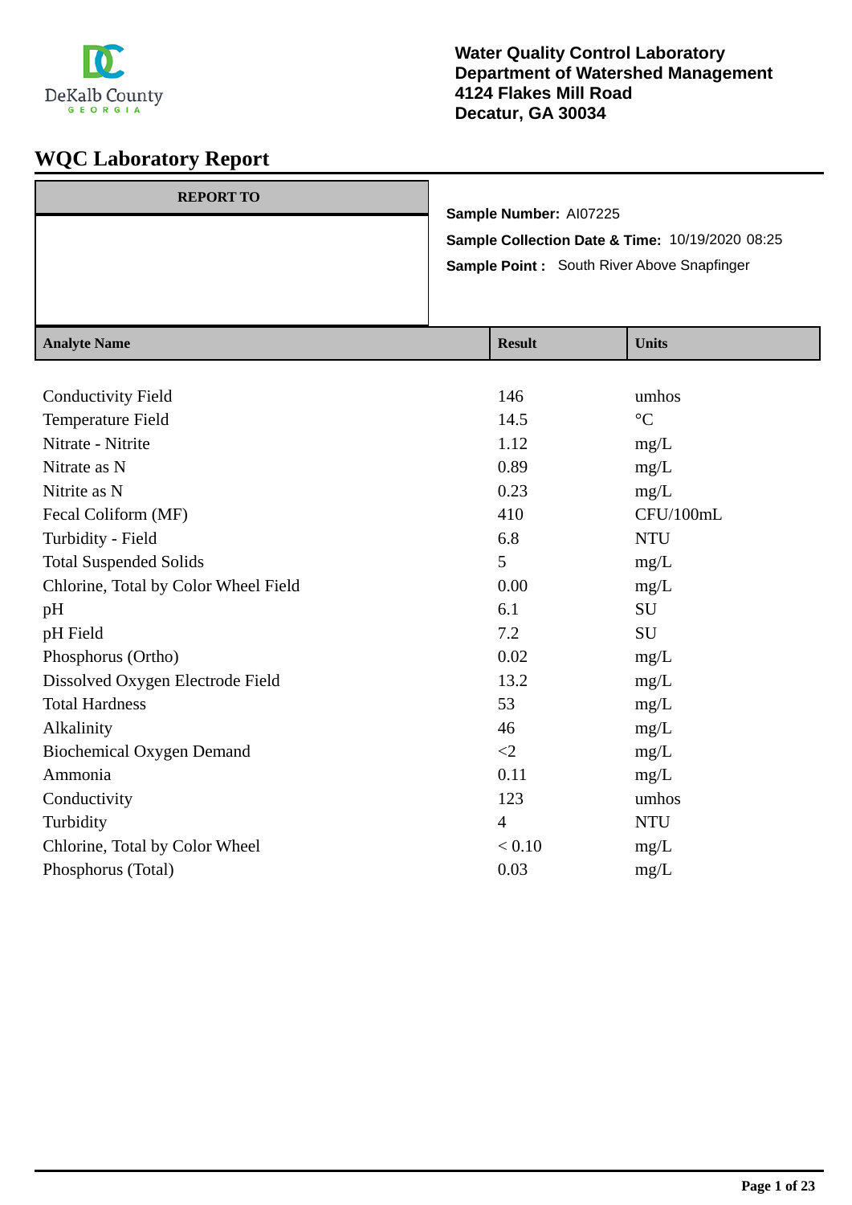DeKalb County GEORGIA

**Water Quality Control Laboratory**
**Department of Watershed Management**
**4124 Flakes Mill Road**
**Decatur, GA 30034**

# WQC Laboratory Report

| REPORT TO |
| --- |
| |

**Sample Number:** AI07225

**Sample Collection Date & Time:** 10/19/2020 08:25

**Sample Point :** South River Above Snapfinger

| Analyte Name | Result | Units |
| --- | --- | --- |
| Conductivity Field | 146 | umhos |
| Temperature Field | 14.5 | °C |
| Nitrate - Nitrite | 1.12 | mg/L |
| Nitrate as N | 0.89 | mg/L |
| Nitrite as N | 0.23 | mg/L |
| Fecal Coliform (MF) | 410 | CFU/100mL |
| Turbidity - Field | 6.8 | NTU |
| Total Suspended Solids | 5 | mg/L |
| Chlorine, Total by Color Wheel Field | 0.00 | mg/L |
| pH | 6.1 | SU |
| pH Field | 7.2 | SU |
| Phosphorus (Ortho) | 0.02 | mg/L |
| Dissolved Oxygen Electrode Field | 13.2 | mg/L |
| Total Hardness | 53 | mg/L |
| Alkalinity | 46 | mg/L |
| Biochemical Oxygen Demand | <2 | mg/L |
| Ammonia | 0.11 | mg/L |
| Conductivity | 123 | umhos |
| Turbidity | 4 | NTU |
| Chlorine, Total by Color Wheel | < 0.10 | mg/L |
| Phosphorus (Total) | 0.03 | mg/L |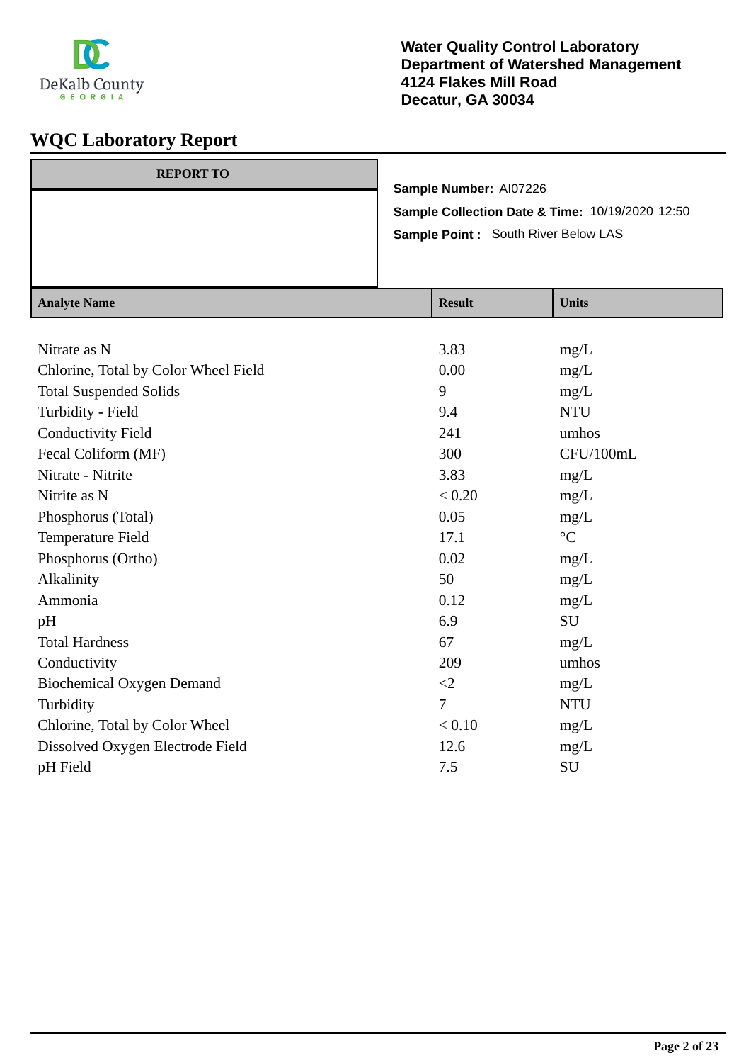DeKalb County GEORGIA

**Water Quality Control Laboratory**
**Department of Watershed Management**
**4124 Flakes Mill Road**
**Decatur, GA 30034**

# WQC Laboratory Report

| REPORT TO |
|---|
| |

**Sample Number:** AI07226

**Sample Collection Date & Time:** 10/19/2020 12:50

**Sample Point :** South River Below LAS

| Analyte Name | Result | Units |
|---|---|---|
| Nitrate as N | 3.83 | mg/L |
| Chlorine, Total by Color Wheel Field | 0.00 | mg/L |
| Total Suspended Solids | 9 | mg/L |
| Turbidity - Field | 9.4 | NTU |
| Conductivity Field | 241 | umhos |
| Fecal Coliform (MF) | 300 | CFU/100mL |
| Nitrate - Nitrite | 3.83 | mg/L |
| Nitrite as N | < 0.20 | mg/L |
| Phosphorus (Total) | 0.05 | mg/L |
| Temperature Field | 17.1 | °C |
| Phosphorus (Ortho) | 0.02 | mg/L |
| Alkalinity | 50 | mg/L |
| Ammonia | 0.12 | mg/L |
| pH | 6.9 | SU |
| Total Hardness | 67 | mg/L |
| Conductivity | 209 | umhos |
| Biochemical Oxygen Demand | <2 | mg/L |
| Turbidity | 7 | NTU |
| Chlorine, Total by Color Wheel | < 0.10 | mg/L |
| Dissolved Oxygen Electrode Field | 12.6 | mg/L |
| pH Field | 7.5 | SU |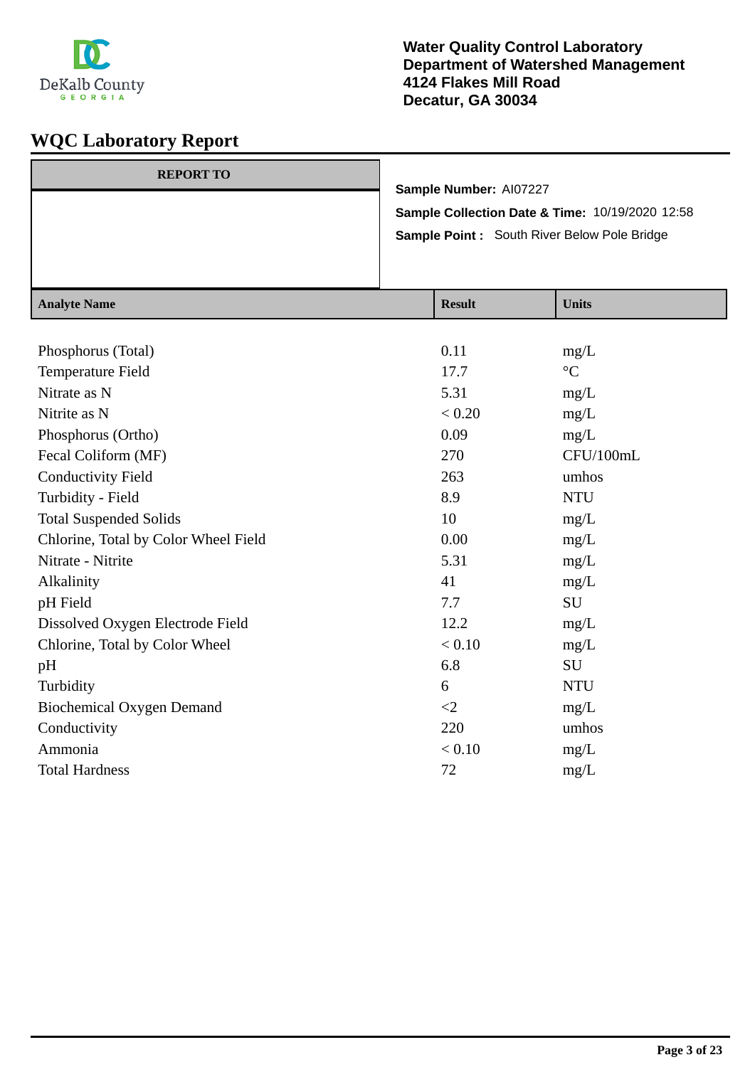DeKalb County
GEORGIA

**Water Quality Control Laboratory**
**Department of Watershed Management**
**4124 Flakes Mill Road**
**Decatur, GA 30034**

# WQC Laboratory Report

| REPORT TO |
|---|
| |

**Sample Number:** AI07227

**Sample Collection Date & Time:** 10/19/2020 12:58

**Sample Point :** South River Below Pole Bridge

| Analyte Name | Result | Units |
|---|---|---|
| Phosphorus (Total) | 0.11 | mg/L |
| Temperature Field | 17.7 | °C |
| Nitrate as N | 5.31 | mg/L |
| Nitrite as N | < 0.20 | mg/L |
| Phosphorus (Ortho) | 0.09 | mg/L |
| Fecal Coliform (MF) | 270 | CFU/100mL |
| Conductivity Field | 263 | umhos |
| Turbidity - Field | 8.9 | NTU |
| Total Suspended Solids | 10 | mg/L |
| Chlorine, Total by Color Wheel Field | 0.00 | mg/L |
| Nitrate - Nitrite | 5.31 | mg/L |
| Alkalinity | 41 | mg/L |
| pH Field | 7.7 | SU |
| Dissolved Oxygen Electrode Field | 12.2 | mg/L |
| Chlorine, Total by Color Wheel | < 0.10 | mg/L |
| pH | 6.8 | SU |
| Turbidity | 6 | NTU |
| Biochemical Oxygen Demand | <2 | mg/L |
| Conductivity | 220 | umhos |
| Ammonia | < 0.10 | mg/L |
| Total Hardness | 72 | mg/L |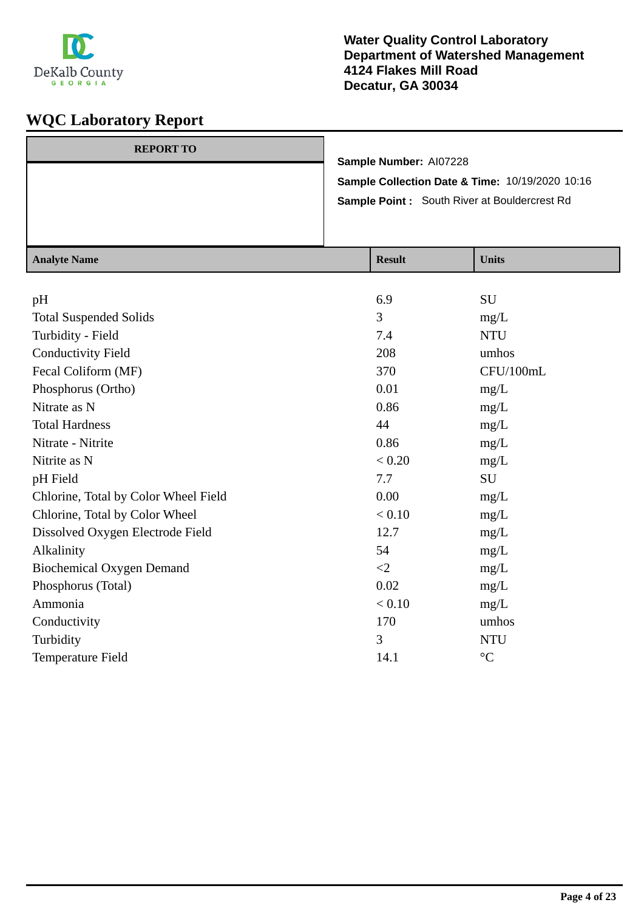**Water Quality Control Laboratory**
**Department of Watershed Management**
**4124 Flakes Mill Road**
**Decatur, GA 30034**

# WQC Laboratory Report

| REPORT TO |
| --- |
| |

**Sample Number:** AI07228

**Sample Collection Date & Time:** 10/19/2020 10:16

**Sample Point :** South River at Bouldercrest Rd

| Analyte Name | Result | Units |
| --- | --- | --- |
| pH | 6.9 | SU |
| Total Suspended Solids | 3 | mg/L |
| Turbidity - Field | 7.4 | NTU |
| Conductivity Field | 208 | umhos |
| Fecal Coliform (MF) | 370 | CFU/100mL |
| Phosphorus (Ortho) | 0.01 | mg/L |
| Nitrate as N | 0.86 | mg/L |
| Total Hardness | 44 | mg/L |
| Nitrate - Nitrite | 0.86 | mg/L |
| Nitrite as N | < 0.20 | mg/L |
| pH Field | 7.7 | SU |
| Chlorine, Total by Color Wheel Field | 0.00 | mg/L |
| Chlorine, Total by Color Wheel | < 0.10 | mg/L |
| Dissolved Oxygen Electrode Field | 12.7 | mg/L |
| Alkalinity | 54 | mg/L |
| Biochemical Oxygen Demand | <2 | mg/L |
| Phosphorus (Total) | 0.02 | mg/L |
| Ammonia | < 0.10 | mg/L |
| Conductivity | 170 | umhos |
| Turbidity | 3 | NTU |
| Temperature Field | 14.1 | °C |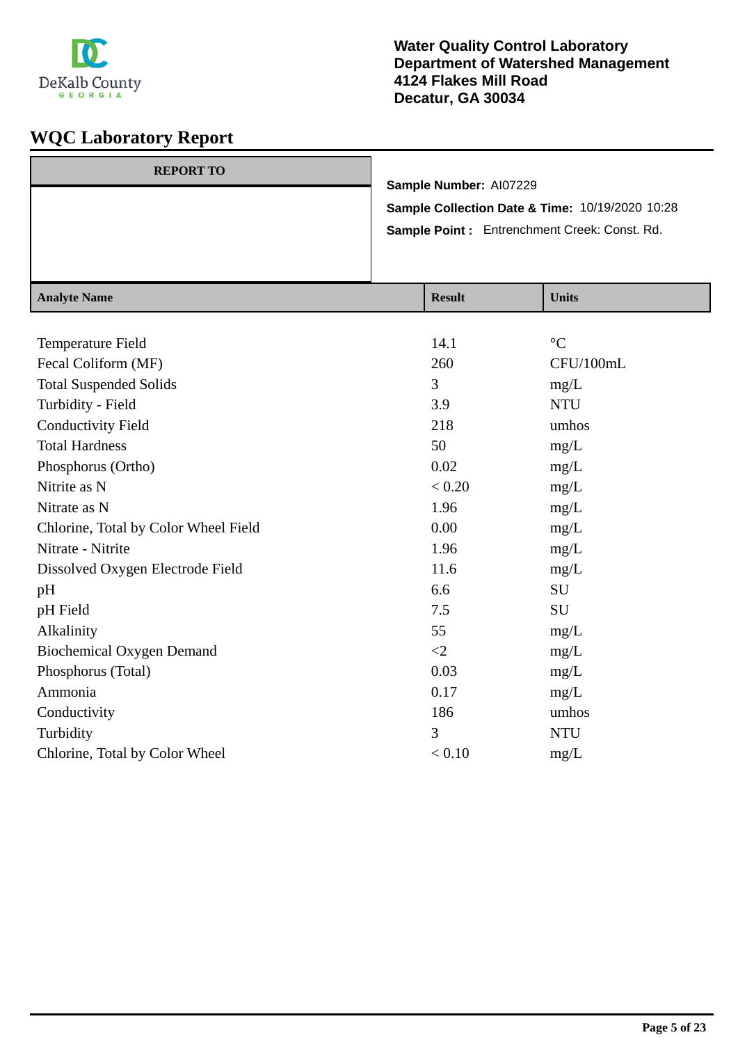DeKalb County
GEORGIA

**Water Quality Control Laboratory**
**Department of Watershed Management**
**4124 Flakes Mill Road**
**Decatur, GA 30034**

# WQC Laboratory Report

| REPORT TO |
|---|
| |

**Sample Number:** AI07229

**Sample Collection Date & Time:** 10/19/2020 10:28

**Sample Point :** Entrenchment Creek: Const. Rd.

| Analyte Name | Result | Units |
|---|---|---|
| Temperature Field | 14.1 | °C |
| Fecal Coliform (MF) | 260 | CFU/100mL |
| Total Suspended Solids | 3 | mg/L |
| Turbidity - Field | 3.9 | NTU |
| Conductivity Field | 218 | umhos |
| Total Hardness | 50 | mg/L |
| Phosphorus (Ortho) | 0.02 | mg/L |
| Nitrite as N | < 0.20 | mg/L |
| Nitrate as N | 1.96 | mg/L |
| Chlorine, Total by Color Wheel Field | 0.00 | mg/L |
| Nitrate - Nitrite | 1.96 | mg/L |
| Dissolved Oxygen Electrode Field | 11.6 | mg/L |
| pH | 6.6 | SU |
| pH Field | 7.5 | SU |
| Alkalinity | 55 | mg/L |
| Biochemical Oxygen Demand | <2 | mg/L |
| Phosphorus (Total) | 0.03 | mg/L |
| Ammonia | 0.17 | mg/L |
| Conductivity | 186 | umhos |
| Turbidity | 3 | NTU |
| Chlorine, Total by Color Wheel | < 0.10 | mg/L |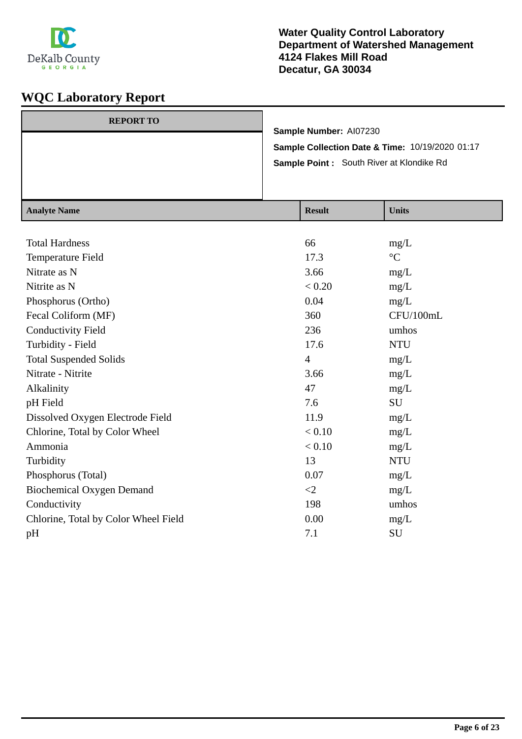**Water Quality Control Laboratory**
**Department of Watershed Management**
**4124 Flakes Mill Road**
**Decatur, GA 30034**

# WQC Laboratory Report

**REPORT TO**

**Sample Number:** AI07230

**Sample Collection Date & Time:** 10/19/2020 01:17

**Sample Point :** South River at Klondike Rd

| Analyte Name | Result | Units |
|---|---|---|
| Total Hardness | 66 | mg/L |
| Temperature Field | 17.3 | °C |
| Nitrate as N | 3.66 | mg/L |
| Nitrite as N | < 0.20 | mg/L |
| Phosphorus (Ortho) | 0.04 | mg/L |
| Fecal Coliform (MF) | 360 | CFU/100mL |
| Conductivity Field | 236 | umhos |
| Turbidity - Field | 17.6 | NTU |
| Total Suspended Solids | 4 | mg/L |
| Nitrate - Nitrite | 3.66 | mg/L |
| Alkalinity | 47 | mg/L |
| pH Field | 7.6 | SU |
| Dissolved Oxygen Electrode Field | 11.9 | mg/L |
| Chlorine, Total by Color Wheel | < 0.10 | mg/L |
| Ammonia | < 0.10 | mg/L |
| Turbidity | 13 | NTU |
| Phosphorus (Total) | 0.07 | mg/L |
| Biochemical Oxygen Demand | <2 | mg/L |
| Conductivity | 198 | umhos |
| Chlorine, Total by Color Wheel Field | 0.00 | mg/L |
| pH | 7.1 | SU |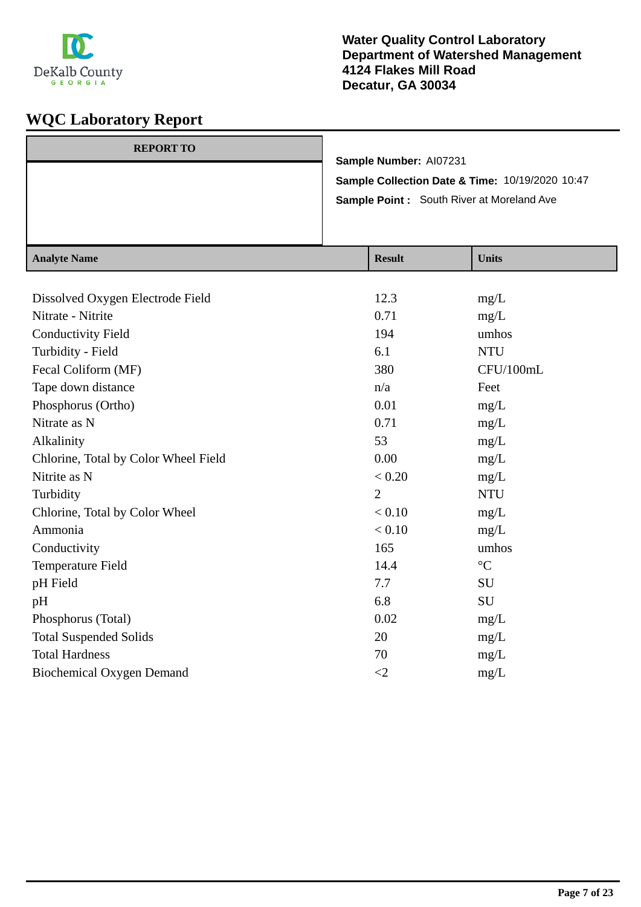DeKalb County
GEORGIA

**Water Quality Control Laboratory**
**Department of Watershed Management**
**4124 Flakes Mill Road**
**Decatur, GA 30034**

# WQC Laboratory Report

| REPORT TO |
|---|
| |

**Sample Number:** AI07231

**Sample Collection Date & Time:** 10/19/2020 10:47

**Sample Point :** South River at Moreland Ave

| Analyte Name | Result | Units |
|---|---|---|
| Dissolved Oxygen Electrode Field | 12.3 | mg/L |
| Nitrate - Nitrite | 0.71 | mg/L |
| Conductivity Field | 194 | umhos |
| Turbidity - Field | 6.1 | NTU |
| Fecal Coliform (MF) | 380 | CFU/100mL |
| Tape down distance | n/a | Feet |
| Phosphorus (Ortho) | 0.01 | mg/L |
| Nitrate as N | 0.71 | mg/L |
| Alkalinity | 53 | mg/L |
| Chlorine, Total by Color Wheel Field | 0.00 | mg/L |
| Nitrite as N | < 0.20 | mg/L |
| Turbidity | 2 | NTU |
| Chlorine, Total by Color Wheel | < 0.10 | mg/L |
| Ammonia | < 0.10 | mg/L |
| Conductivity | 165 | umhos |
| Temperature Field | 14.4 | °C |
| pH Field | 7.7 | SU |
| pH | 6.8 | SU |
| Phosphorus (Total) | 0.02 | mg/L |
| Total Suspended Solids | 20 | mg/L |
| Total Hardness | 70 | mg/L |
| Biochemical Oxygen Demand | <2 | mg/L |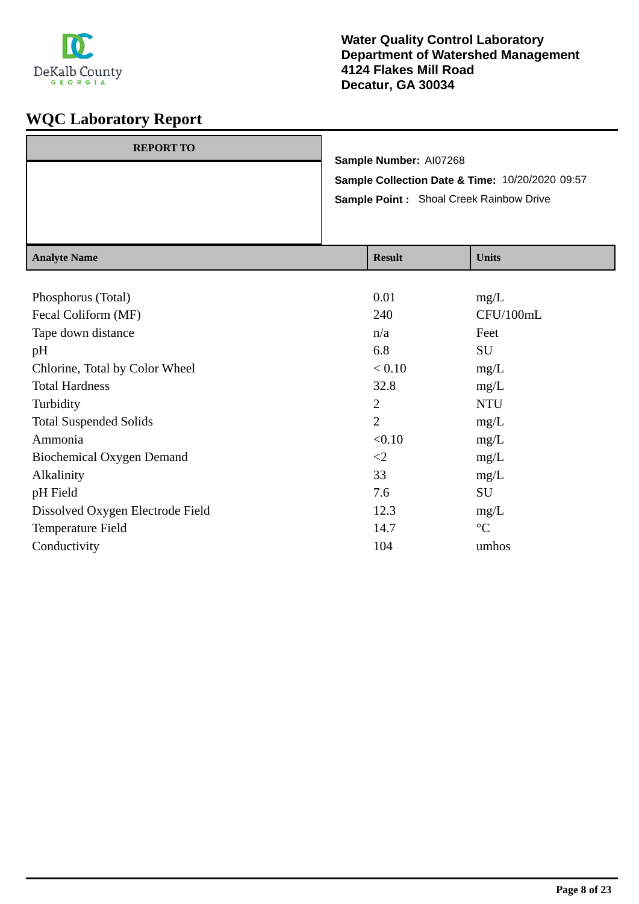DeKalb County GEORGIA

**Water Quality Control Laboratory**
**Department of Watershed Management**
**4124 Flakes Mill Road**
**Decatur, GA 30034**

# WQC Laboratory Report

| REPORT TO |
|---|
| |

**Sample Number:** AI07268

**Sample Collection Date & Time:** 10/20/2020 09:57

**Sample Point :** Shoal Creek Rainbow Drive

| Analyte Name | Result | Units |
|---|---|---|
| Phosphorus (Total) | 0.01 | mg/L |
| Fecal Coliform (MF) | 240 | CFU/100mL |
| Tape down distance | n/a | Feet |
| pH | 6.8 | SU |
| Chlorine, Total by Color Wheel | < 0.10 | mg/L |
| Total Hardness | 32.8 | mg/L |
| Turbidity | 2 | NTU |
| Total Suspended Solids | 2 | mg/L |
| Ammonia | <0.10 | mg/L |
| Biochemical Oxygen Demand | <2 | mg/L |
| Alkalinity | 33 | mg/L |
| pH Field | 7.6 | SU |
| Dissolved Oxygen Electrode Field | 12.3 | mg/L |
| Temperature Field | 14.7 | °C |
| Conductivity | 104 | umhos |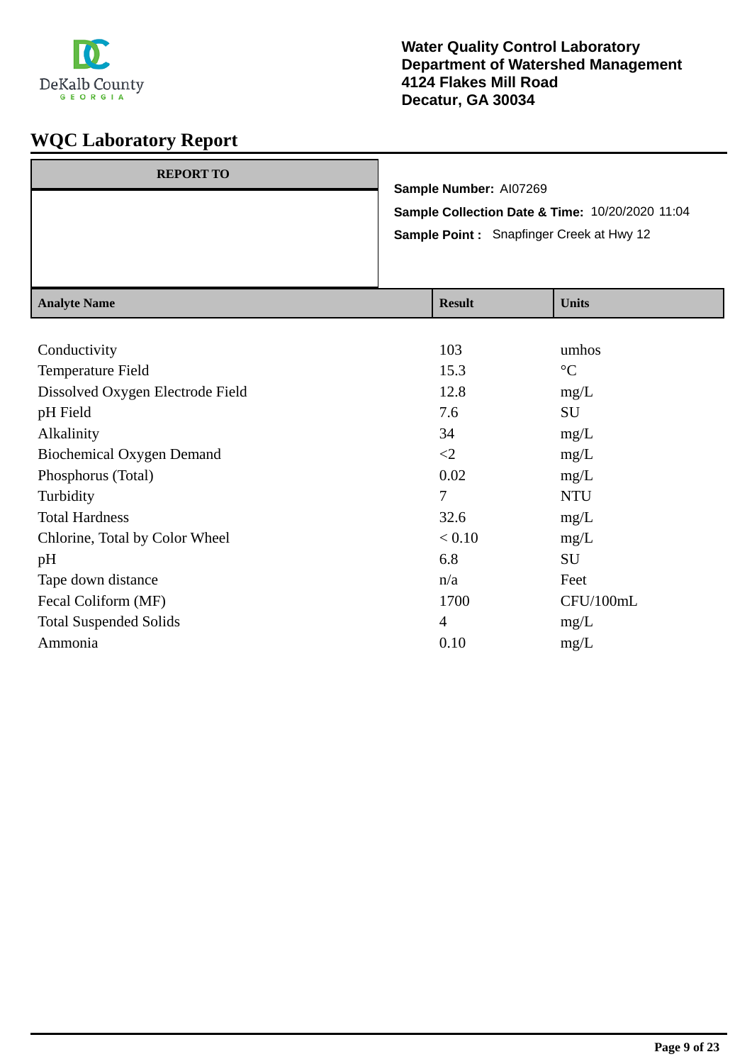DeKalb County GEORGIA

**Water Quality Control Laboratory**
**Department of Watershed Management**
**4124 Flakes Mill Road**
**Decatur, GA 30034**

# WQC Laboratory Report

| REPORT TO |
|---|
| |

**Sample Number:** AI07269
**Sample Collection Date & Time:** 10/20/2020 11:04
**Sample Point :** Snapfinger Creek at Hwy 12

| Analyte Name | Result | Units |
|---|---|---|
| Conductivity | 103 | umhos |
| Temperature Field | 15.3 | °C |
| Dissolved Oxygen Electrode Field | 12.8 | mg/L |
| pH Field | 7.6 | SU |
| Alkalinity | 34 | mg/L |
| Biochemical Oxygen Demand | <2 | mg/L |
| Phosphorus (Total) | 0.02 | mg/L |
| Turbidity | 7 | NTU |
| Total Hardness | 32.6 | mg/L |
| Chlorine, Total by Color Wheel | < 0.10 | mg/L |
| pH | 6.8 | SU |
| Tape down distance | n/a | Feet |
| Fecal Coliform (MF) | 1700 | CFU/100mL |
| Total Suspended Solids | 4 | mg/L |
| Ammonia | 0.10 | mg/L |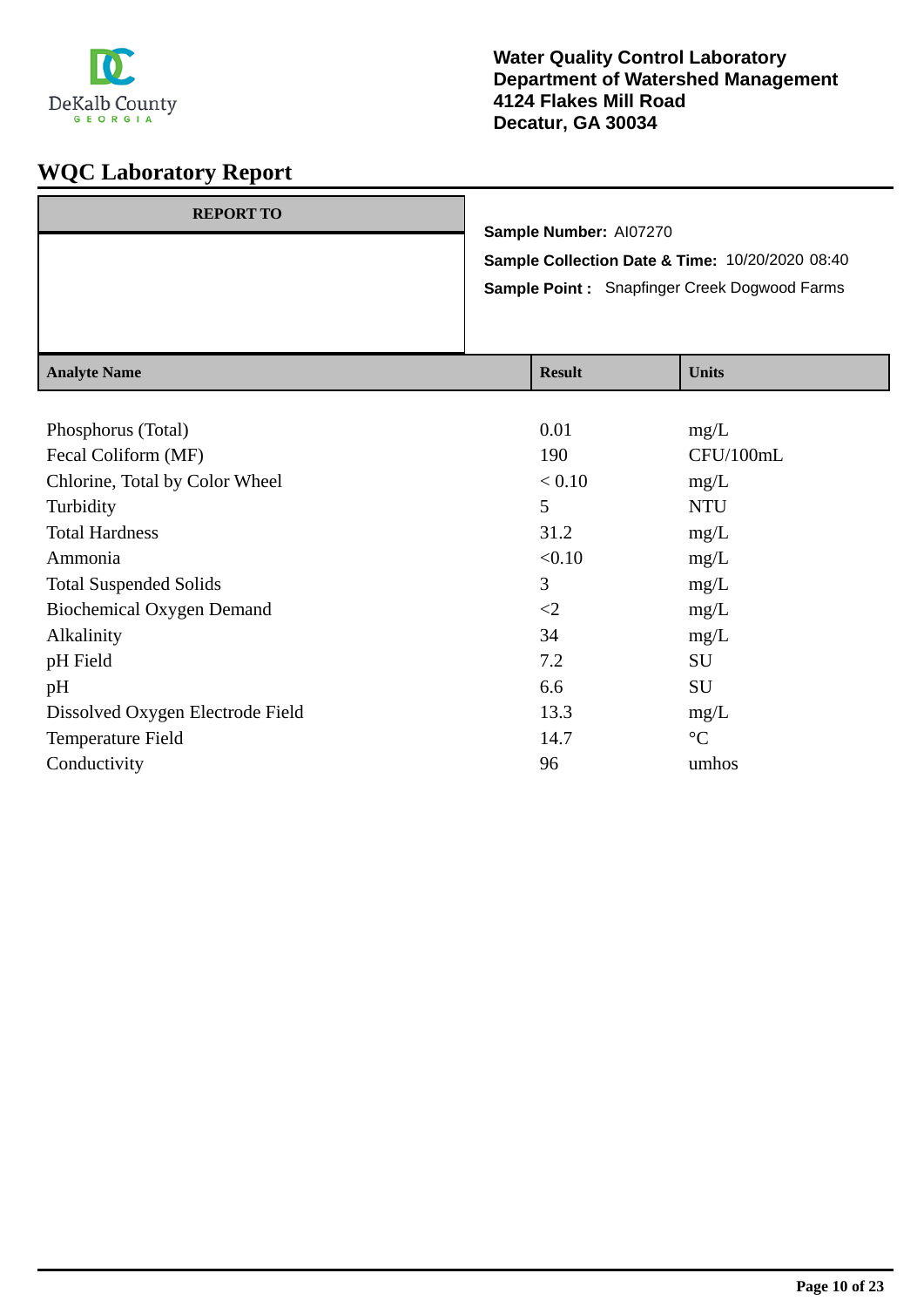**Water Quality Control Laboratory**
**Department of Watershed Management**
**4124 Flakes Mill Road**
**Decatur, GA 30034**

# WQC Laboratory Report

| REPORT TO |
|---|
| |

**Sample Number:** AI07270
**Sample Collection Date & Time:** 10/20/2020 08:40
**Sample Point :** Snapfinger Creek Dogwood Farms

| Analyte Name | Result | Units |
|---|---|---|
| Phosphorus (Total) | 0.01 | mg/L |
| Fecal Coliform (MF) | 190 | CFU/100mL |
| Chlorine, Total by Color Wheel | < 0.10 | mg/L |
| Turbidity | 5 | NTU |
| Total Hardness | 31.2 | mg/L |
| Ammonia | <0.10 | mg/L |
| Total Suspended Solids | 3 | mg/L |
| Biochemical Oxygen Demand | <2 | mg/L |
| Alkalinity | 34 | mg/L |
| pH Field | 7.2 | SU |
| pH | 6.6 | SU |
| Dissolved Oxygen Electrode Field | 13.3 | mg/L |
| Temperature Field | 14.7 | °C |
| Conductivity | 96 | umhos |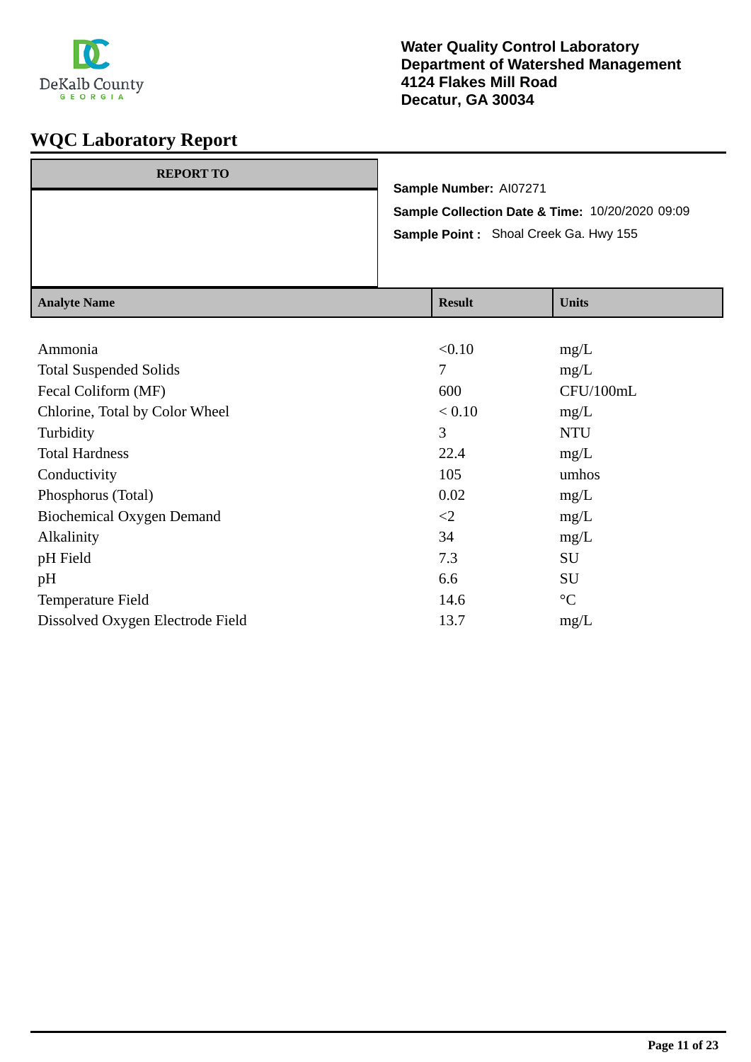DeKalb County GEORGIA

**Water Quality Control Laboratory**
**Department of Watershed Management**
**4124 Flakes Mill Road**
**Decatur, GA 30034**

# WQC Laboratory Report

| REPORT TO |
|---|
| |

**Sample Number:** AI07271

**Sample Collection Date & Time:** 10/20/2020 09:09

**Sample Point :** Shoal Creek Ga. Hwy 155

| Analyte Name | Result | Units |
|---|---|---|
| Ammonia | <0.10 | mg/L |
| Total Suspended Solids | 7 | mg/L |
| Fecal Coliform (MF) | 600 | CFU/100mL |
| Chlorine, Total by Color Wheel | < 0.10 | mg/L |
| Turbidity | 3 | NTU |
| Total Hardness | 22.4 | mg/L |
| Conductivity | 105 | umhos |
| Phosphorus (Total) | 0.02 | mg/L |
| Biochemical Oxygen Demand | <2 | mg/L |
| Alkalinity | 34 | mg/L |
| pH Field | 7.3 | SU |
| pH | 6.6 | SU |
| Temperature Field | 14.6 | °C |
| Dissolved Oxygen Electrode Field | 13.7 | mg/L |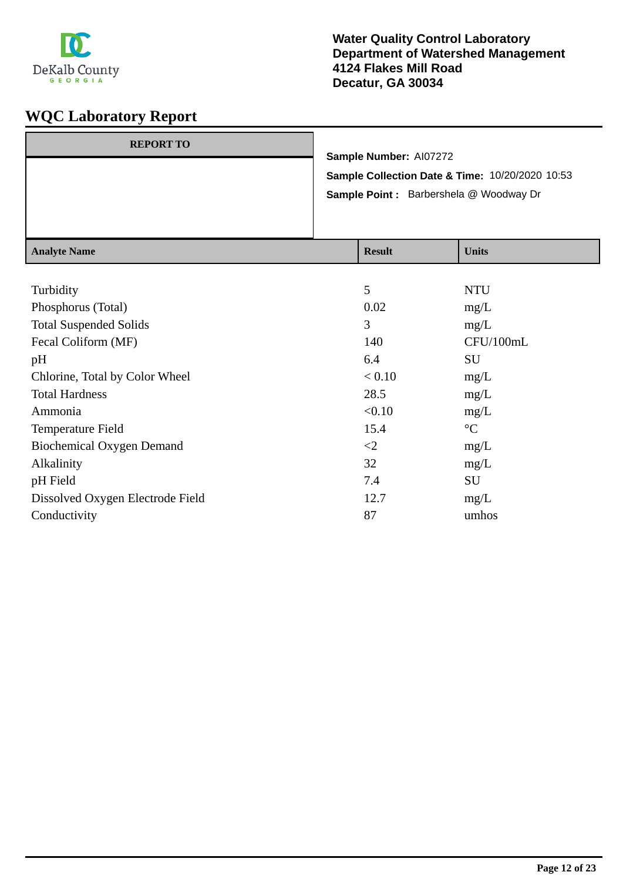DeKalb County GEORGIA

**Water Quality Control Laboratory**
**Department of Watershed Management**
**4124 Flakes Mill Road**
**Decatur, GA 30034**

# WQC Laboratory Report

| REPORT TO |
|---|
| |

**Sample Number:** AI07272
**Sample Collection Date & Time:** 10/20/2020 10:53
**Sample Point :** Barbershela @ Woodway Dr

| Analyte Name | Result | Units |
|---|---|---|
| Turbidity | 5 | NTU |
| Phosphorus (Total) | 0.02 | mg/L |
| Total Suspended Solids | 3 | mg/L |
| Fecal Coliform (MF) | 140 | CFU/100mL |
| pH | 6.4 | SU |
| Chlorine, Total by Color Wheel | < 0.10 | mg/L |
| Total Hardness | 28.5 | mg/L |
| Ammonia | <0.10 | mg/L |
| Temperature Field | 15.4 | °C |
| Biochemical Oxygen Demand | <2 | mg/L |
| Alkalinity | 32 | mg/L |
| pH Field | 7.4 | SU |
| Dissolved Oxygen Electrode Field | 12.7 | mg/L |
| Conductivity | 87 | umhos |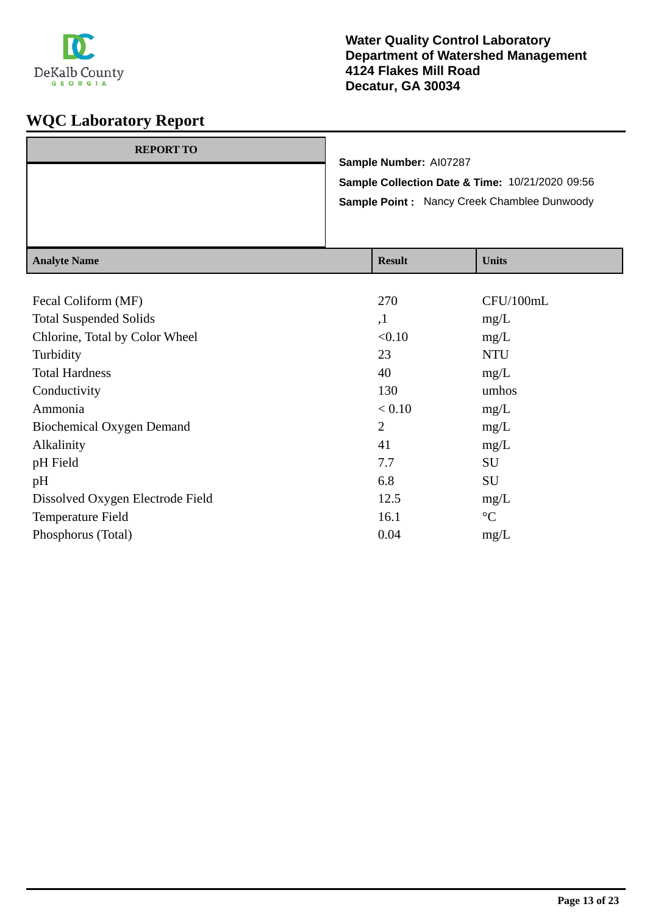DeKalb County GEORGIA

**Water Quality Control Laboratory**
**Department of Watershed Management**
**4124 Flakes Mill Road**
**Decatur, GA 30034**

# WQC Laboratory Report

| REPORT TO |
|---|
| |

**Sample Number:** AI07287
**Sample Collection Date & Time:** 10/21/2020 09:56
**Sample Point :** Nancy Creek Chamblee Dunwoody

| Analyte Name | Result | Units |
|---|---|---|
| Fecal Coliform (MF) | 270 | CFU/100mL |
| Total Suspended Solids | ,1 | mg/L |
| Chlorine, Total by Color Wheel | <0.10 | mg/L |
| Turbidity | 23 | NTU |
| Total Hardness | 40 | mg/L |
| Conductivity | 130 | umhos |
| Ammonia | < 0.10 | mg/L |
| Biochemical Oxygen Demand | 2 | mg/L |
| Alkalinity | 41 | mg/L |
| pH Field | 7.7 | SU |
| pH | 6.8 | SU |
| Dissolved Oxygen Electrode Field | 12.5 | mg/L |
| Temperature Field | 16.1 | °C |
| Phosphorus (Total) | 0.04 | mg/L |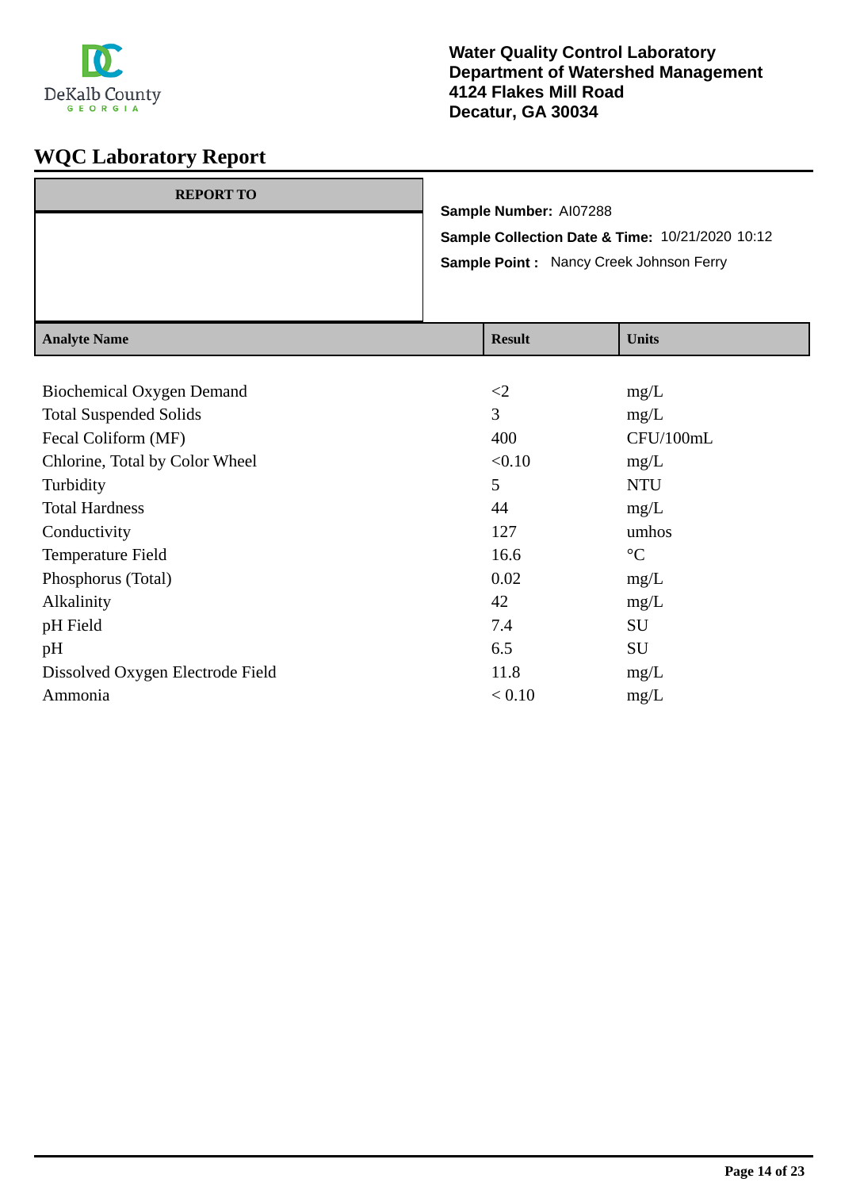DeKalb County GEORGIA

**Water Quality Control Laboratory**
**Department of Watershed Management**
**4124 Flakes Mill Road**
**Decatur, GA 30034**

# WQC Laboratory Report

| REPORT TO |
|---|
| |

**Sample Number:** AI07288

**Sample Collection Date & Time:** 10/21/2020 10:12

**Sample Point :** Nancy Creek Johnson Ferry

| Analyte Name | Result | Units |
|---|---|---|
| Biochemical Oxygen Demand | <2 | mg/L |
| Total Suspended Solids | 3 | mg/L |
| Fecal Coliform (MF) | 400 | CFU/100mL |
| Chlorine, Total by Color Wheel | <0.10 | mg/L |
| Turbidity | 5 | NTU |
| Total Hardness | 44 | mg/L |
| Conductivity | 127 | umhos |
| Temperature Field | 16.6 | °C |
| Phosphorus (Total) | 0.02 | mg/L |
| Alkalinity | 42 | mg/L |
| pH Field | 7.4 | SU |
| pH | 6.5 | SU |
| Dissolved Oxygen Electrode Field | 11.8 | mg/L |
| Ammonia | < 0.10 | mg/L |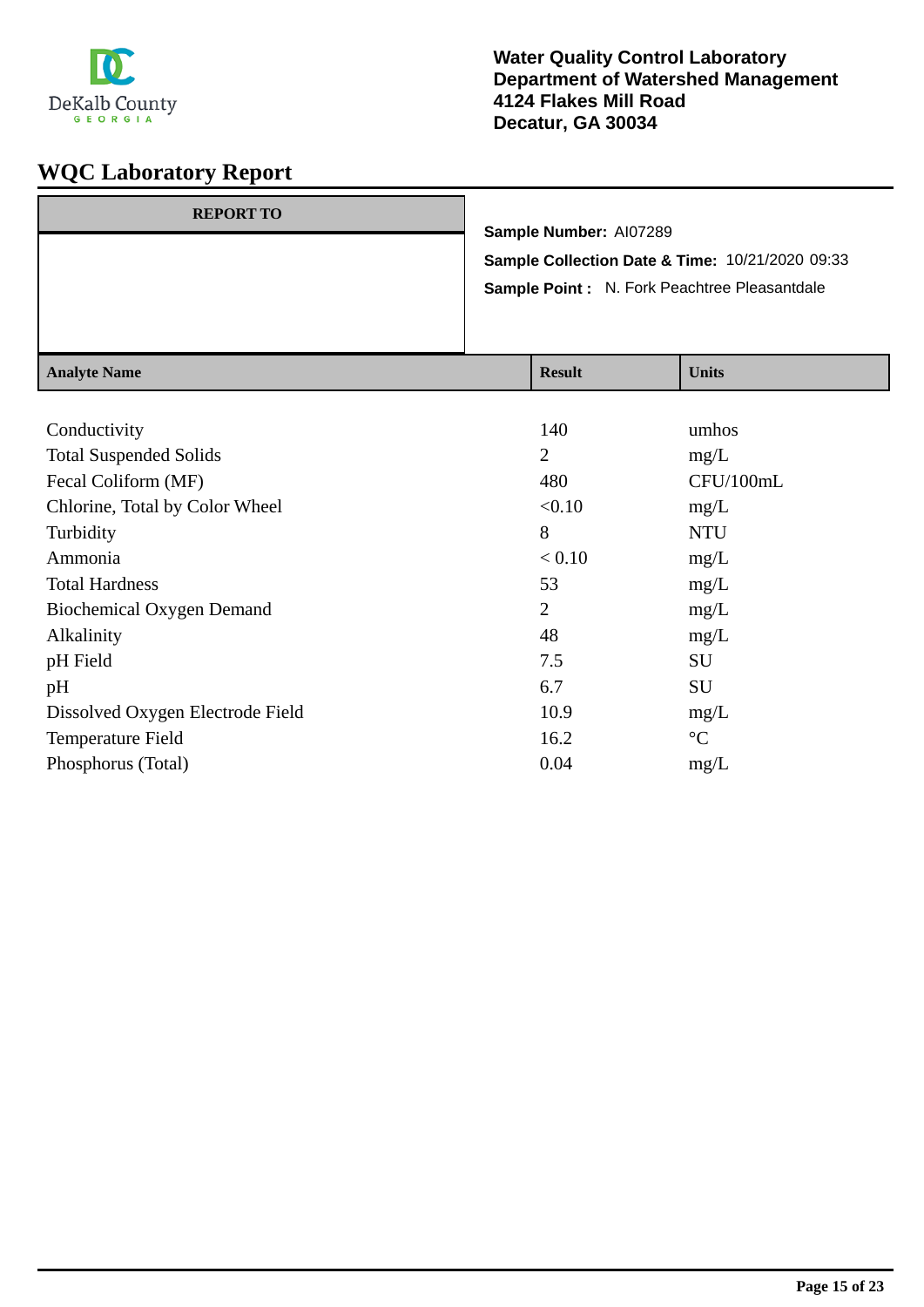DeKalb County
GEORGIA

**Water Quality Control Laboratory**
**Department of Watershed Management**
**4124 Flakes Mill Road**
**Decatur, GA 30034**

# WQC Laboratory Report

| REPORT TO |
|---|
| |

**Sample Number:** AI07289

**Sample Collection Date & Time:** 10/21/2020 09:33

**Sample Point :** N. Fork Peachtree Pleasantdale

| Analyte Name | Result | Units |
|---|---|---|
| Conductivity | 140 | umhos |
| Total Suspended Solids | 2 | mg/L |
| Fecal Coliform (MF) | 480 | CFU/100mL |
| Chlorine, Total by Color Wheel | <0.10 | mg/L |
| Turbidity | 8 | NTU |
| Ammonia | < 0.10 | mg/L |
| Total Hardness | 53 | mg/L |
| Biochemical Oxygen Demand | 2 | mg/L |
| Alkalinity | 48 | mg/L |
| pH Field | 7.5 | SU |
| pH | 6.7 | SU |
| Dissolved Oxygen Electrode Field | 10.9 | mg/L |
| Temperature Field | 16.2 | °C |
| Phosphorus (Total) | 0.04 | mg/L |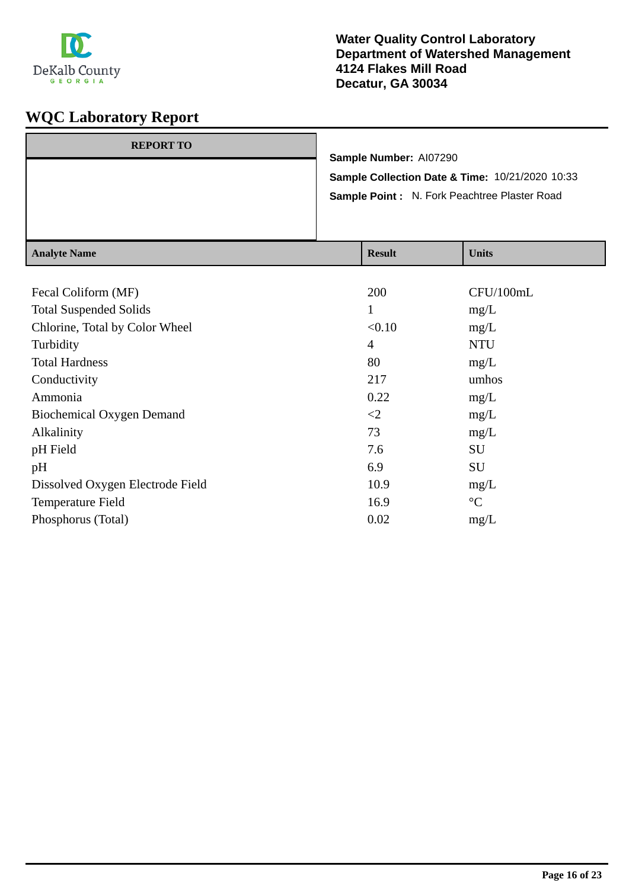DeKalb County GEORGIA

**Water Quality Control Laboratory**
**Department of Watershed Management**
**4124 Flakes Mill Road**
**Decatur, GA 30034**

# WQC Laboratory Report

| REPORT TO |
|---|
| |

**Sample Number:** AI07290

**Sample Collection Date & Time:** 10/21/2020 10:33

**Sample Point :** N. Fork Peachtree Plaster Road

| Analyte Name | Result | Units |
|---|---|---|
| Fecal Coliform (MF) | 200 | CFU/100mL |
| Total Suspended Solids | 1 | mg/L |
| Chlorine, Total by Color Wheel | <0.10 | mg/L |
| Turbidity | 4 | NTU |
| Total Hardness | 80 | mg/L |
| Conductivity | 217 | umhos |
| Ammonia | 0.22 | mg/L |
| Biochemical Oxygen Demand | <2 | mg/L |
| Alkalinity | 73 | mg/L |
| pH Field | 7.6 | SU |
| pH | 6.9 | SU |
| Dissolved Oxygen Electrode Field | 10.9 | mg/L |
| Temperature Field | 16.9 | °C |
| Phosphorus (Total) | 0.02 | mg/L |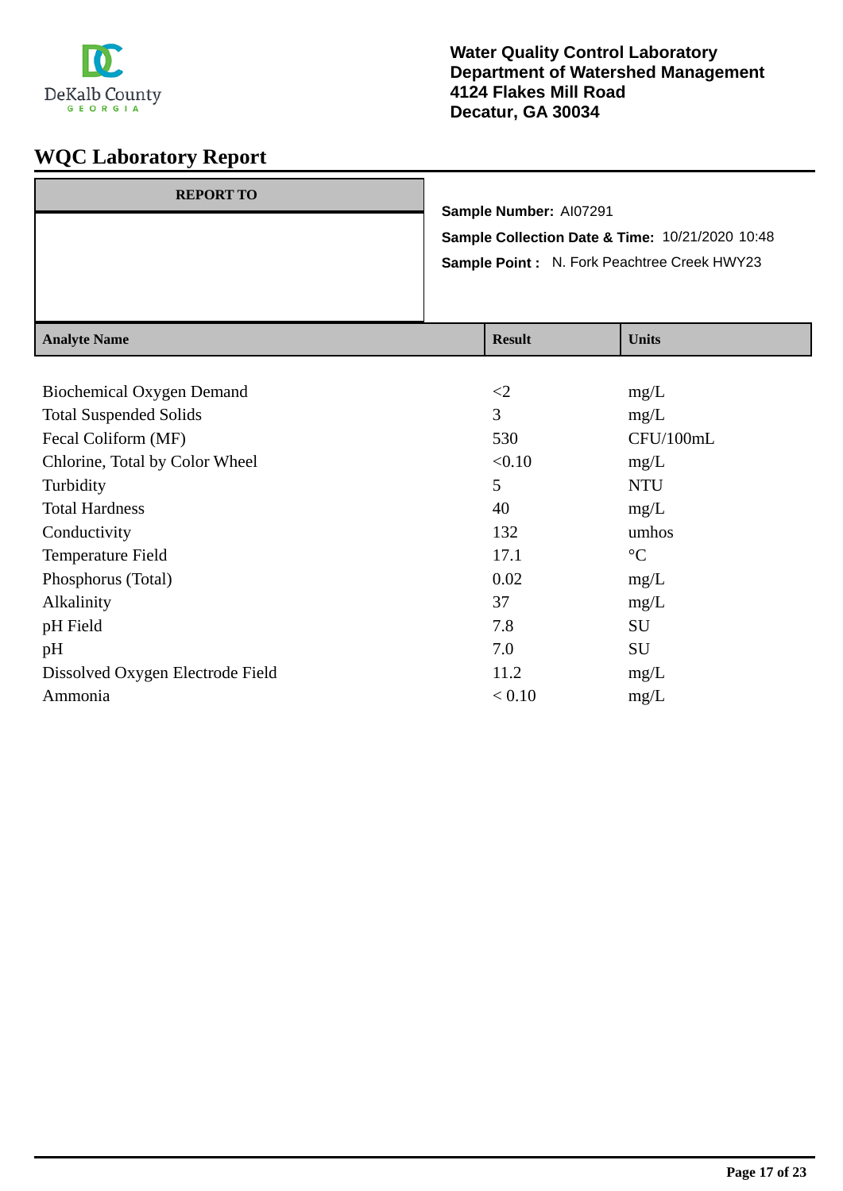DeKalb County
GEORGIA

**Water Quality Control Laboratory**
**Department of Watershed Management**
**4124 Flakes Mill Road**
**Decatur, GA 30034**

# WQC Laboratory Report

| REPORT TO |
| --- |
| |

**Sample Number:** AI07291

**Sample Collection Date & Time:** 10/21/2020 10:48

**Sample Point :** N. Fork Peachtree Creek HWY23

| Analyte Name | Result | Units |
| --- | --- | --- |
| Biochemical Oxygen Demand | <2 | mg/L |
| Total Suspended Solids | 3 | mg/L |
| Fecal Coliform (MF) | 530 | CFU/100mL |
| Chlorine, Total by Color Wheel | <0.10 | mg/L |
| Turbidity | 5 | NTU |
| Total Hardness | 40 | mg/L |
| Conductivity | 132 | umhos |
| Temperature Field | 17.1 | °C |
| Phosphorus (Total) | 0.02 | mg/L |
| Alkalinity | 37 | mg/L |
| pH Field | 7.8 | SU |
| pH | 7.0 | SU |
| Dissolved Oxygen Electrode Field | 11.2 | mg/L |
| Ammonia | < 0.10 | mg/L |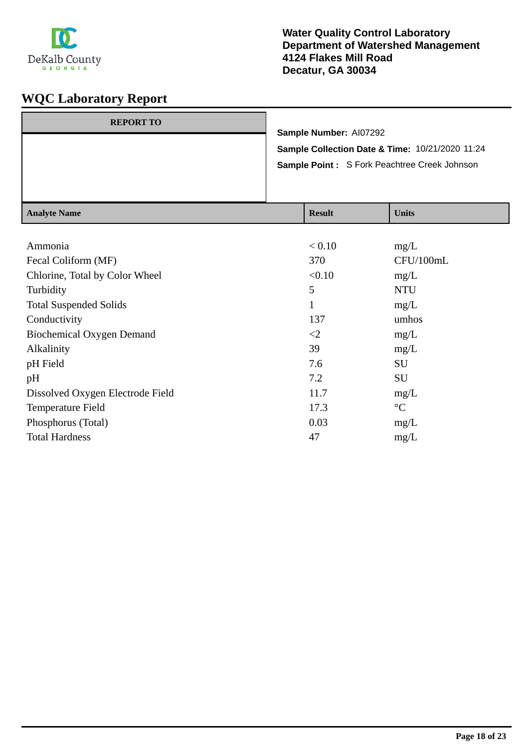Water Quality Control Laboratory
Department of Watershed Management
4124 Flakes Mill Road
Decatur, GA 30034

# WQC Laboratory Report

**REPORT TO**

**Sample Number:** AI07292

**Sample Collection Date & Time:** 10/21/2020 11:24

**Sample Point :** S Fork Peachtree Creek Johnson

| Analyte Name | Result | Units |
|---|---|---|
| Ammonia | < 0.10 | mg/L |
| Fecal Coliform (MF) | 370 | CFU/100mL |
| Chlorine, Total by Color Wheel | <0.10 | mg/L |
| Turbidity | 5 | NTU |
| Total Suspended Solids | 1 | mg/L |
| Conductivity | 137 | umhos |
| Biochemical Oxygen Demand | <2 | mg/L |
| Alkalinity | 39 | mg/L |
| pH Field | 7.6 | SU |
| pH | 7.2 | SU |
| Dissolved Oxygen Electrode Field | 11.7 | mg/L |
| Temperature Field | 17.3 | °C |
| Phosphorus (Total) | 0.03 | mg/L |
| Total Hardness | 47 | mg/L |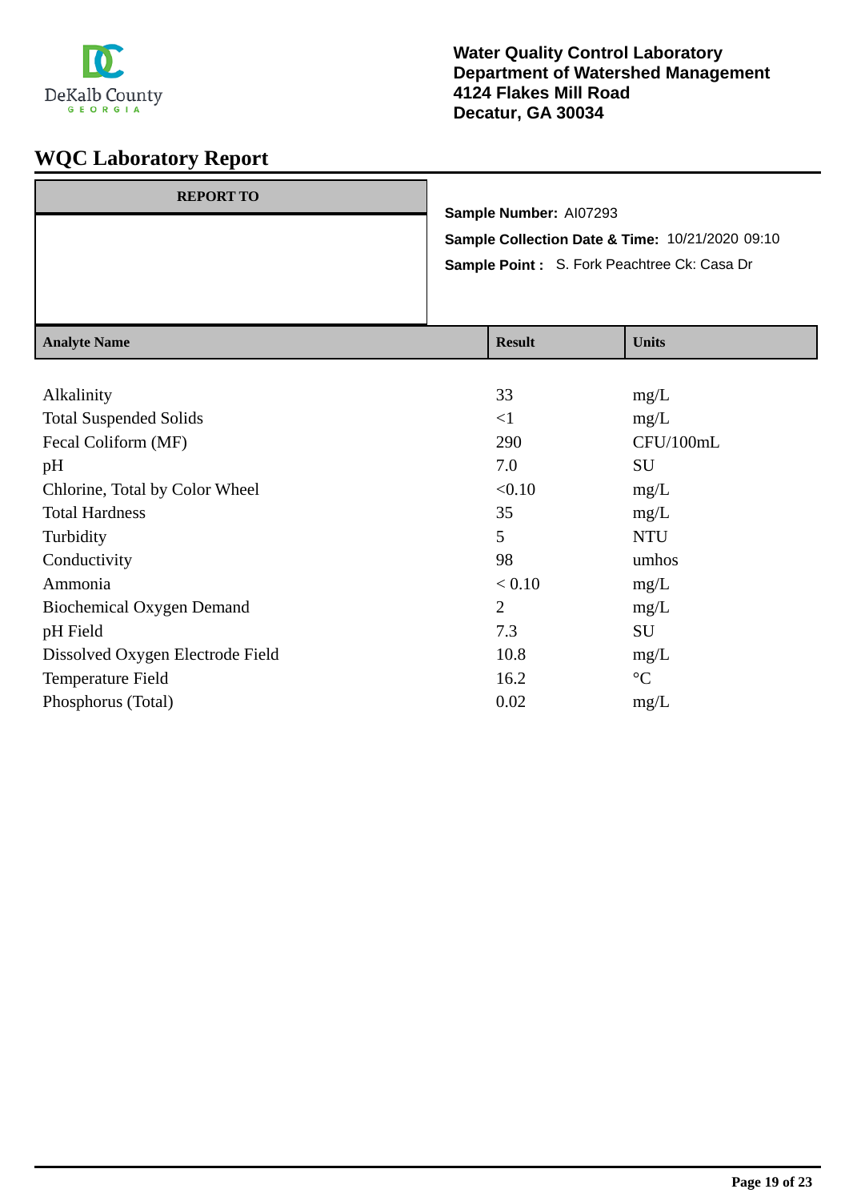DeKalb County
GEORGIA

**Water Quality Control Laboratory**
**Department of Watershed Management**
**4124 Flakes Mill Road**
**Decatur, GA 30034**

# WQC Laboratory Report

| REPORT TO |
|---|
| |

**Sample Number:** AI07293

**Sample Collection Date & Time:** 10/21/2020 09:10

**Sample Point :** S. Fork Peachtree Ck: Casa Dr

| Analyte Name | Result | Units |
|---|---|---|
| Alkalinity | 33 | mg/L |
| Total Suspended Solids | <1 | mg/L |
| Fecal Coliform (MF) | 290 | CFU/100mL |
| pH | 7.0 | SU |
| Chlorine, Total by Color Wheel | <0.10 | mg/L |
| Total Hardness | 35 | mg/L |
| Turbidity | 5 | NTU |
| Conductivity | 98 | umhos |
| Ammonia | < 0.10 | mg/L |
| Biochemical Oxygen Demand | 2 | mg/L |
| pH Field | 7.3 | SU |
| Dissolved Oxygen Electrode Field | 10.8 | mg/L |
| Temperature Field | 16.2 | °C |
| Phosphorus (Total) | 0.02 | mg/L |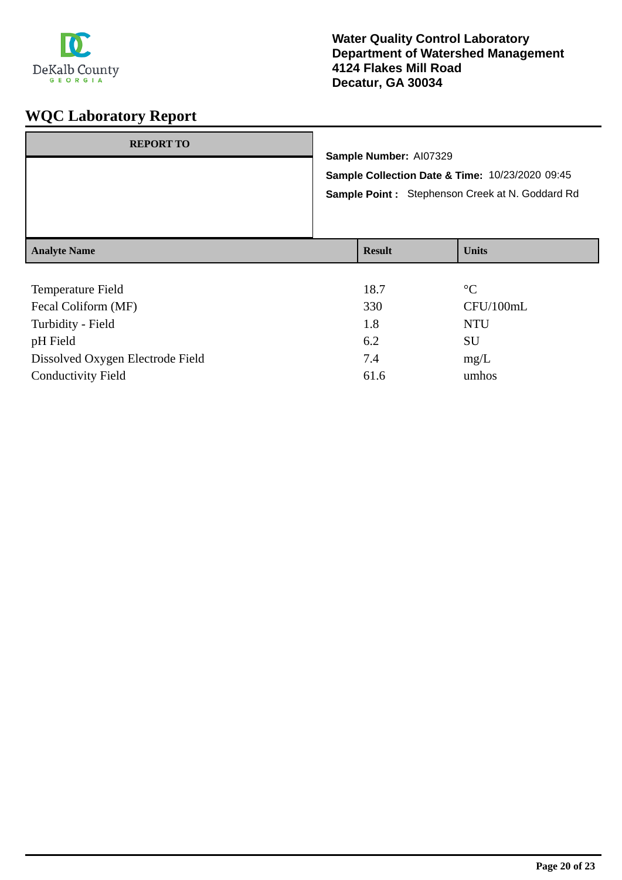DeKalb County
GEORGIA

**Water Quality Control Laboratory**
**Department of Watershed Management**
**4124 Flakes Mill Road**
**Decatur, GA 30034**

# WQC Laboratory Report

| REPORT TO |
|---|
| |

**Sample Number:** AI07329

**Sample Collection Date & Time:** 10/23/2020 09:45

**Sample Point :** Stephenson Creek at N. Goddard Rd

| Analyte Name | Result | Units |
|---|---|---|
| Temperature Field | 18.7 | °C |
| Fecal Coliform (MF) | 330 | CFU/100mL |
| Turbidity - Field | 1.8 | NTU |
| pH Field | 6.2 | SU |
| Dissolved Oxygen Electrode Field | 7.4 | mg/L |
| Conductivity Field | 61.6 | umhos |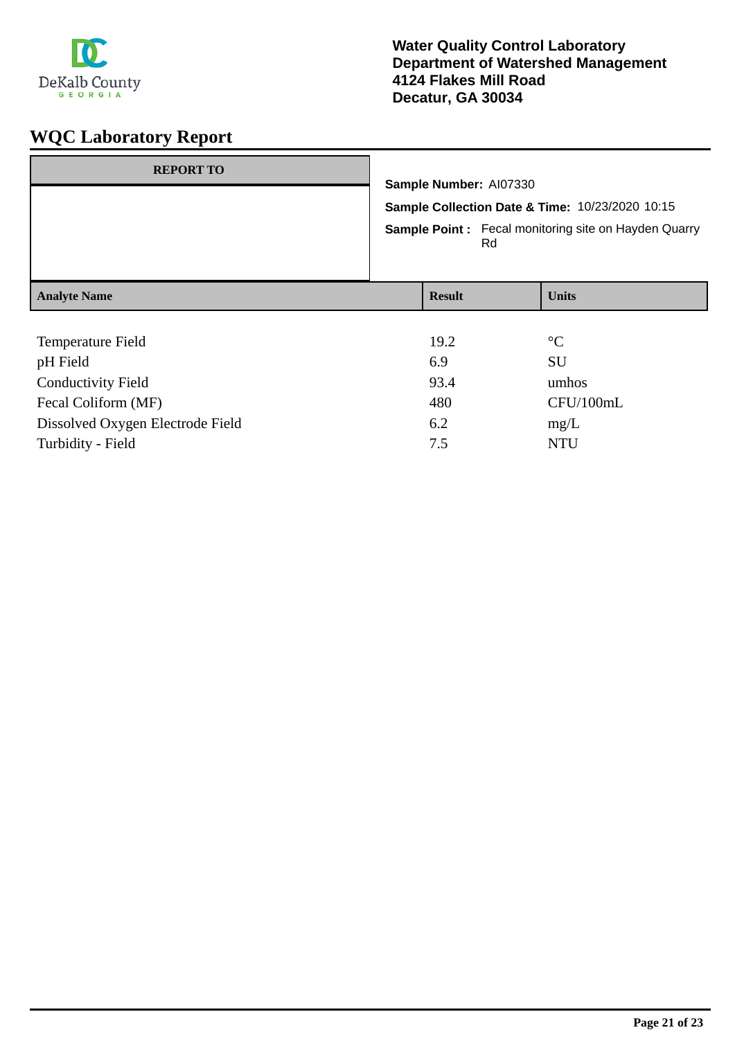**Water Quality Control Laboratory**
**Department of Watershed Management**
**4124 Flakes Mill Road**
**Decatur, GA 30034**

# WQC Laboratory Report

| REPORT TO |
| --- |
| |

**Sample Number:** AI07330

**Sample Collection Date & Time:** 10/23/2020 10:15

**Sample Point :** Fecal monitoring site on Hayden Quarry Rd

| Analyte Name | Result | Units |
| --- | --- | --- |
| Temperature Field | 19.2 | °C |
| pH Field | 6.9 | SU |
| Conductivity Field | 93.4 | umhos |
| Fecal Coliform (MF) | 480 | CFU/100mL |
| Dissolved Oxygen Electrode Field | 6.2 | mg/L |
| Turbidity - Field | 7.5 | NTU |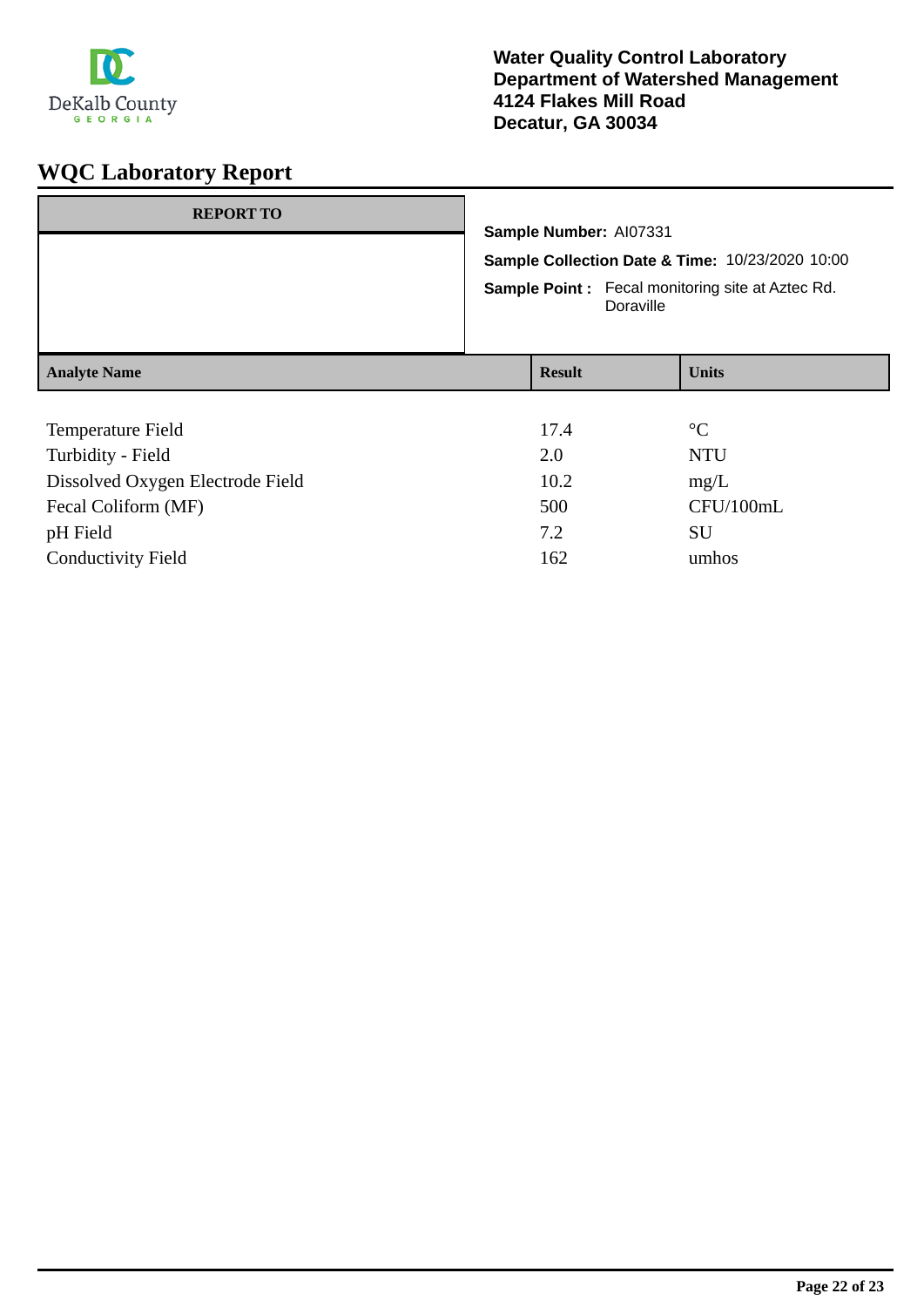DeKalb County GEORGIA

**Water Quality Control Laboratory**
**Department of Watershed Management**
**4124 Flakes Mill Road**
**Decatur, GA 30034**

# WQC Laboratory Report

| REPORT TO |
|---|
| |

**Sample Number:** AI07331

**Sample Collection Date & Time:** 10/23/2020 10:00

**Sample Point :** Fecal monitoring site at Aztec Rd. Doraville

| Analyte Name | Result | Units |
|---|---|---|
| Temperature Field | 17.4 | °C |
| Turbidity - Field | 2.0 | NTU |
| Dissolved Oxygen Electrode Field | 10.2 | mg/L |
| Fecal Coliform (MF) | 500 | CFU/100mL |
| pH Field | 7.2 | SU |
| Conductivity Field | 162 | umhos |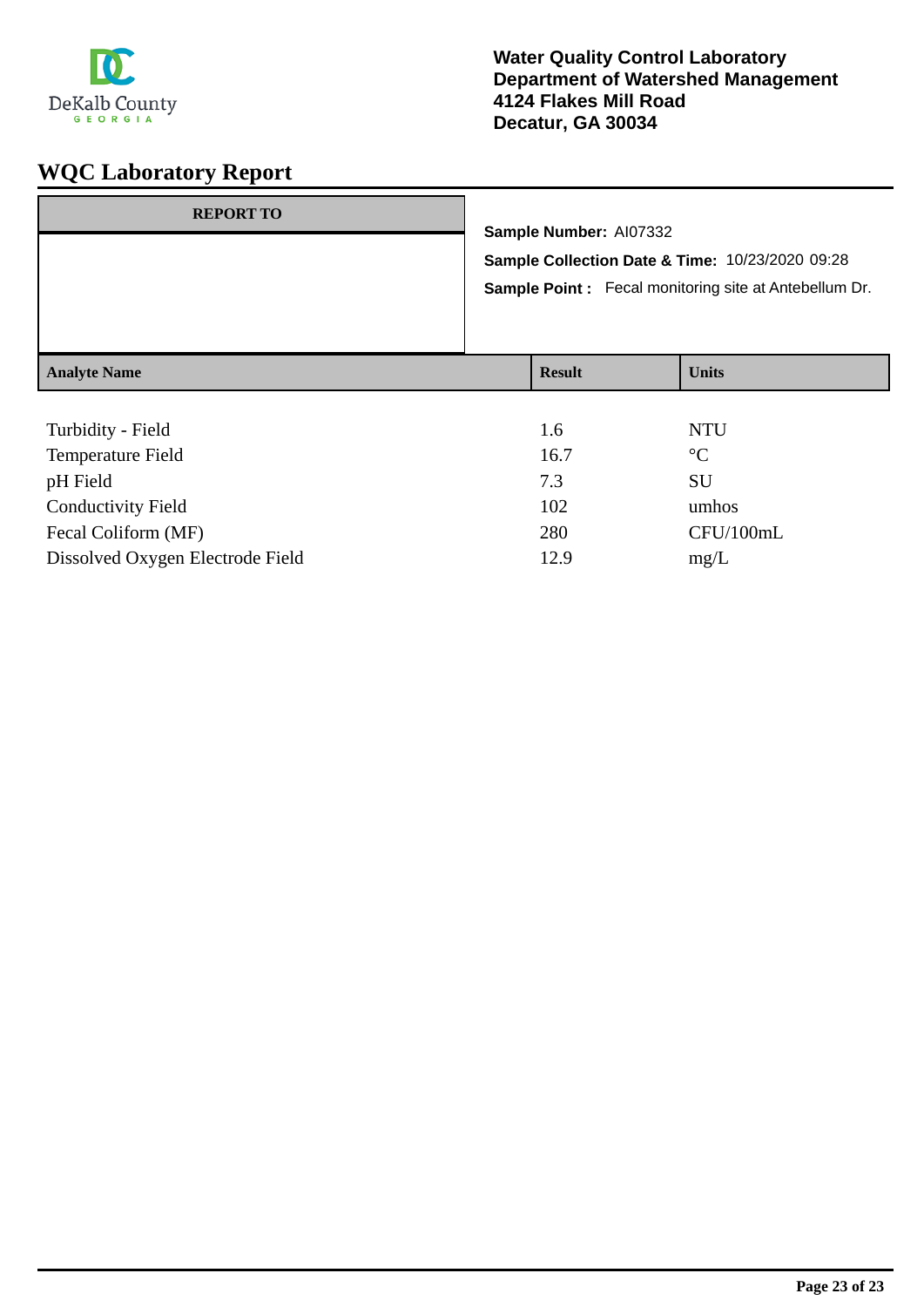DeKalb County
GEORGIA

**Water Quality Control Laboratory**
**Department of Watershed Management**
**4124 Flakes Mill Road**
**Decatur, GA 30034**

# WQC Laboratory Report

**REPORT TO**

**Sample Number:** AI07332

**Sample Collection Date & Time:** 10/23/2020 09:28

**Sample Point :** Fecal monitoring site at Antebellum Dr.

| Analyte Name | Result | Units |
|---|---|---|
| Turbidity - Field | 1.6 | NTU |
| Temperature Field | 16.7 | °C |
| pH Field | 7.3 | SU |
| Conductivity Field | 102 | umhos |
| Fecal Coliform (MF) | 280 | CFU/100mL |
| Dissolved Oxygen Electrode Field | 12.9 | mg/L |